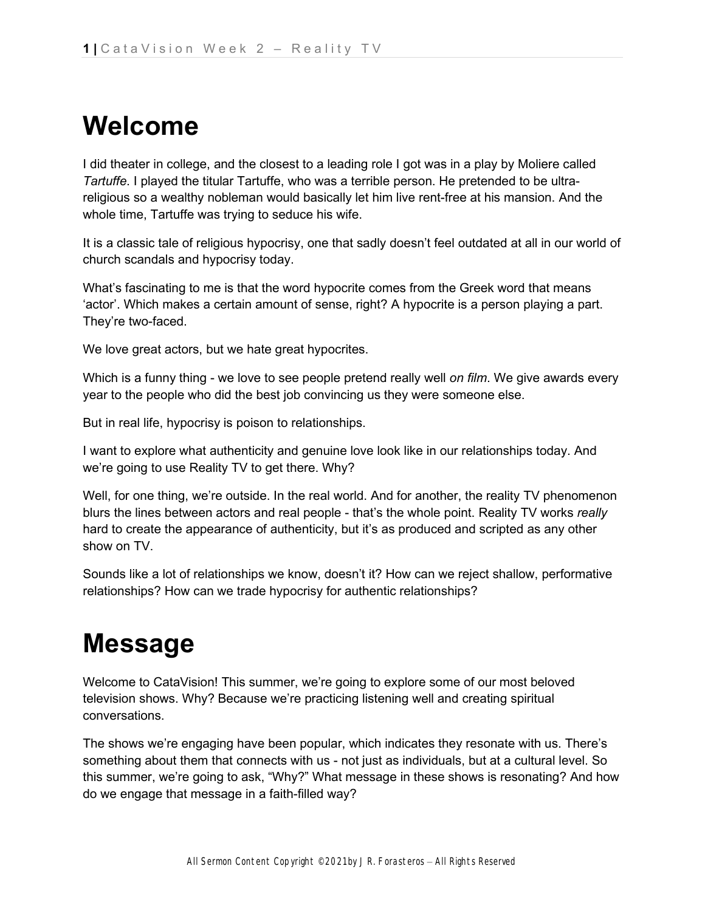# Welcome

I did theater in college, and the closest to a leading role I got was in a play by Moliere called *Tartuffe*. I played the titular Tartuffe, who was a terrible person. He pretended to be ultra-religious so a wealthy nobleman would basically let him live rent-free at his mansion. And the whole time, Tartuffe was trying to seduce his wife.

It is a classic tale of religious hypocrisy, one that sadly doesn't feel outdated at all in our world of church scandals and hypocrisy today.

What's fascinating to me is that the word hypocrite comes from the Greek word that means 'actor'. Which makes a certain amount of sense, right? A hypocrite is a person playing a part. They're two-faced.

We love great actors, but we hate great hypocrites.

Which is a funny thing - we love to see people pretend really well *on film*. We give awards every year to the people who did the best job convincing us they were someone else.

But in real life, hypocrisy is poison to relationships.

I want to explore what authenticity and genuine love look like in our relationships today. And we're going to use Reality TV to get there. Why?

Well, for one thing, we're outside. In the real world. And for another, the reality TV phenomenon blurs the lines between actors and real people - that's the whole point. Reality TV works *really* hard to create the appearance of authenticity, but it's as produced and scripted as any other show on TV.

Sounds like a lot of relationships we know, doesn't it? How can we reject shallow, performative relationships? How can we trade hypocrisy for authentic relationships?

# Message

Welcome to CataVision! This summer, we're going to explore some of our most beloved television shows. Why? Because we're practicing listening well and creating spiritual conversations.

The shows we're engaging have been popular, which indicates they resonate with us. There's something about them that connects with us - not just as individuals, but at a cultural level. So this summer, we're going to ask, "Why?" What message in these shows is resonating? And how do we engage that message in a faith-filled way?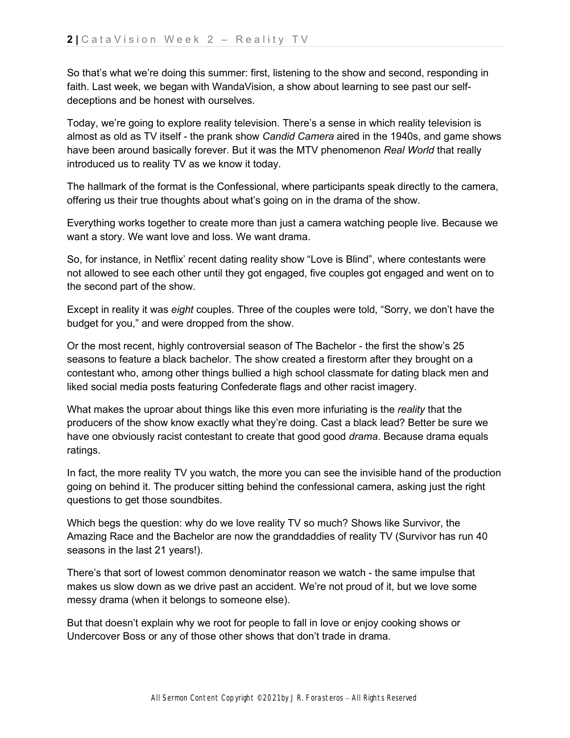So that's what we're doing this summer: first, listening to the show and second, responding in faith. Last week, we began with WandaVision, a show about learning to see past our self-deceptions and be honest with ourselves.

Today, we're going to explore reality television. There's a sense in which reality television is almost as old as TV itself - the prank show *Candid Camera* aired in the 1940s, and game shows have been around basically forever. But it was the MTV phenomenon *Real World* that really introduced us to reality TV as we know it today.

The hallmark of the format is the Confessional, where participants speak directly to the camera, offering us their true thoughts about what's going on in the drama of the show.

Everything works together to create more than just a camera watching people live. Because we want a story. We want love and loss. We want drama.

So, for instance, in Netflix' recent dating reality show "Love is Blind", where contestants were not allowed to see each other until they got engaged, five couples got engaged and went on to the second part of the show.

Except in reality it was *eight* couples. Three of the couples were told, "Sorry, we don't have the budget for you," and were dropped from the show.

Or the most recent, highly controversial season of The Bachelor - the first the show's 25 seasons to feature a black bachelor. The show created a firestorm after they brought on a contestant who, among other things bullied a high school classmate for dating black men and liked social media posts featuring Confederate flags and other racist imagery.

What makes the uproar about things like this even more infuriating is the *reality* that the producers of the show know exactly what they're doing. Cast a black lead? Better be sure we have one obviously racist contestant to create that good good *drama*. Because drama equals ratings.

In fact, the more reality TV you watch, the more you can see the invisible hand of the production going on behind it. The producer sitting behind the confessional camera, asking just the right questions to get those soundbites.

Which begs the question: why do we love reality TV so much? Shows like Survivor, the Amazing Race and the Bachelor are now the granddaddies of reality TV (Survivor has run 40 seasons in the last 21 years!).

There's that sort of lowest common denominator reason we watch - the same impulse that makes us slow down as we drive past an accident. We're not proud of it, but we love some messy drama (when it belongs to someone else).

But that doesn't explain why we root for people to fall in love or enjoy cooking shows or Undercover Boss or any of those other shows that don't trade in drama.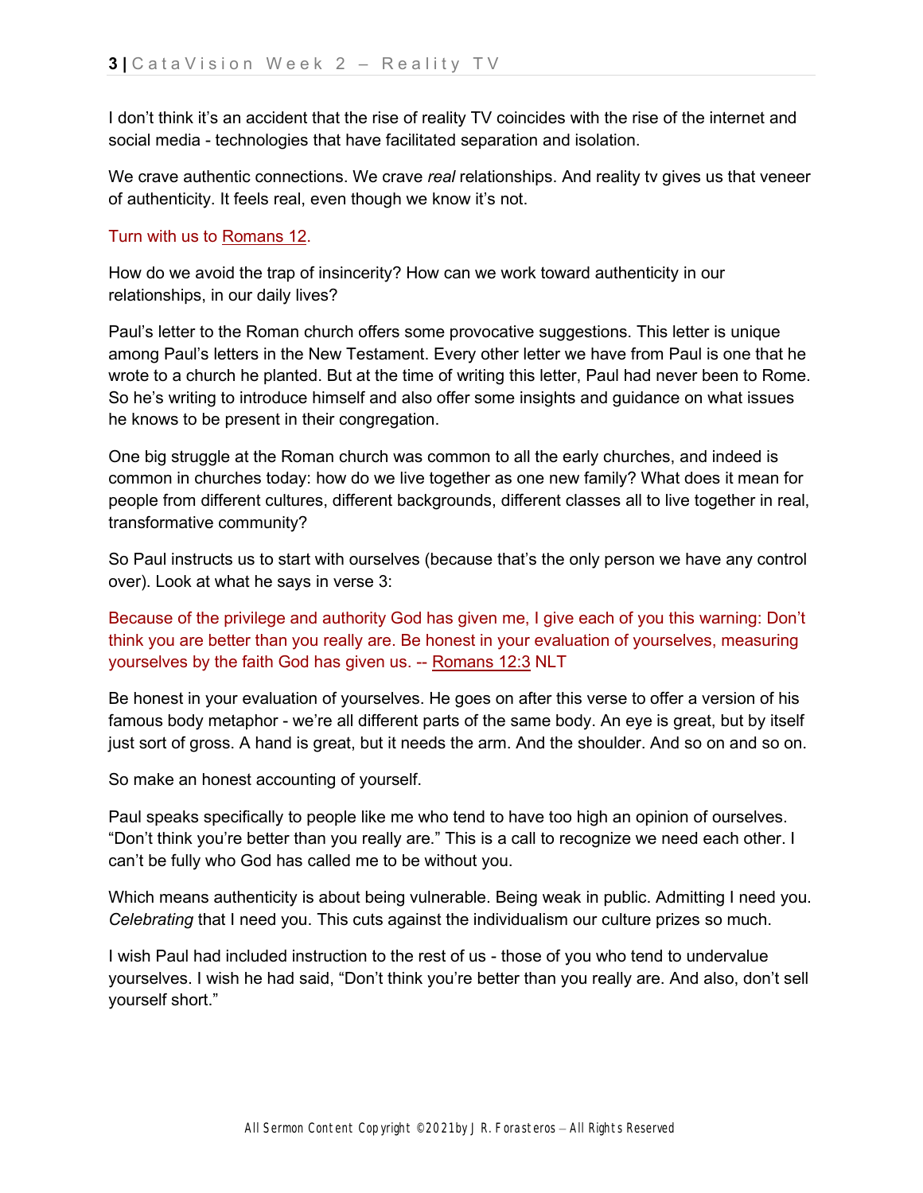I don't think it's an accident that the rise of reality TV coincides with the rise of the internet and social media - technologies that have facilitated separation and isolation.

We crave authentic connections. We crave *real* relationships. And reality tv gives us that veneer of authenticity. It feels real, even though we know it's not.

Turn with us to Romans 12.

How do we avoid the trap of insincerity? How can we work toward authenticity in our relationships, in our daily lives?

Paul's letter to the Roman church offers some provocative suggestions. This letter is unique among Paul's letters in the New Testament. Every other letter we have from Paul is one that he wrote to a church he planted. But at the time of writing this letter, Paul had never been to Rome. So he's writing to introduce himself and also offer some insights and guidance on what issues he knows to be present in their congregation.

One big struggle at the Roman church was common to all the early churches, and indeed is common in churches today: how do we live together as one new family? What does it mean for people from different cultures, different backgrounds, different classes all to live together in real, transformative community?

So Paul instructs us to start with ourselves (because that's the only person we have any control over). Look at what he says in verse 3:

Because of the privilege and authority God has given me, I give each of you this warning: Don't think you are better than you really are. Be honest in your evaluation of yourselves, measuring yourselves by the faith God has given us. -- Romans 12:3 NLT

Be honest in your evaluation of yourselves. He goes on after this verse to offer a version of his famous body metaphor - we're all different parts of the same body. An eye is great, but by itself just sort of gross. A hand is great, but it needs the arm. And the shoulder. And so on and so on.

So make an honest accounting of yourself.

Paul speaks specifically to people like me who tend to have too high an opinion of ourselves. "Don't think you're better than you really are." This is a call to recognize we need each other. I can't be fully who God has called me to be without you.

Which means authenticity is about being vulnerable. Being weak in public. Admitting I need you. *Celebrating* that I need you. This cuts against the individualism our culture prizes so much.

I wish Paul had included instruction to the rest of us - those of you who tend to undervalue yourselves. I wish he had said, "Don't think you're better than you really are. And also, don't sell yourself short."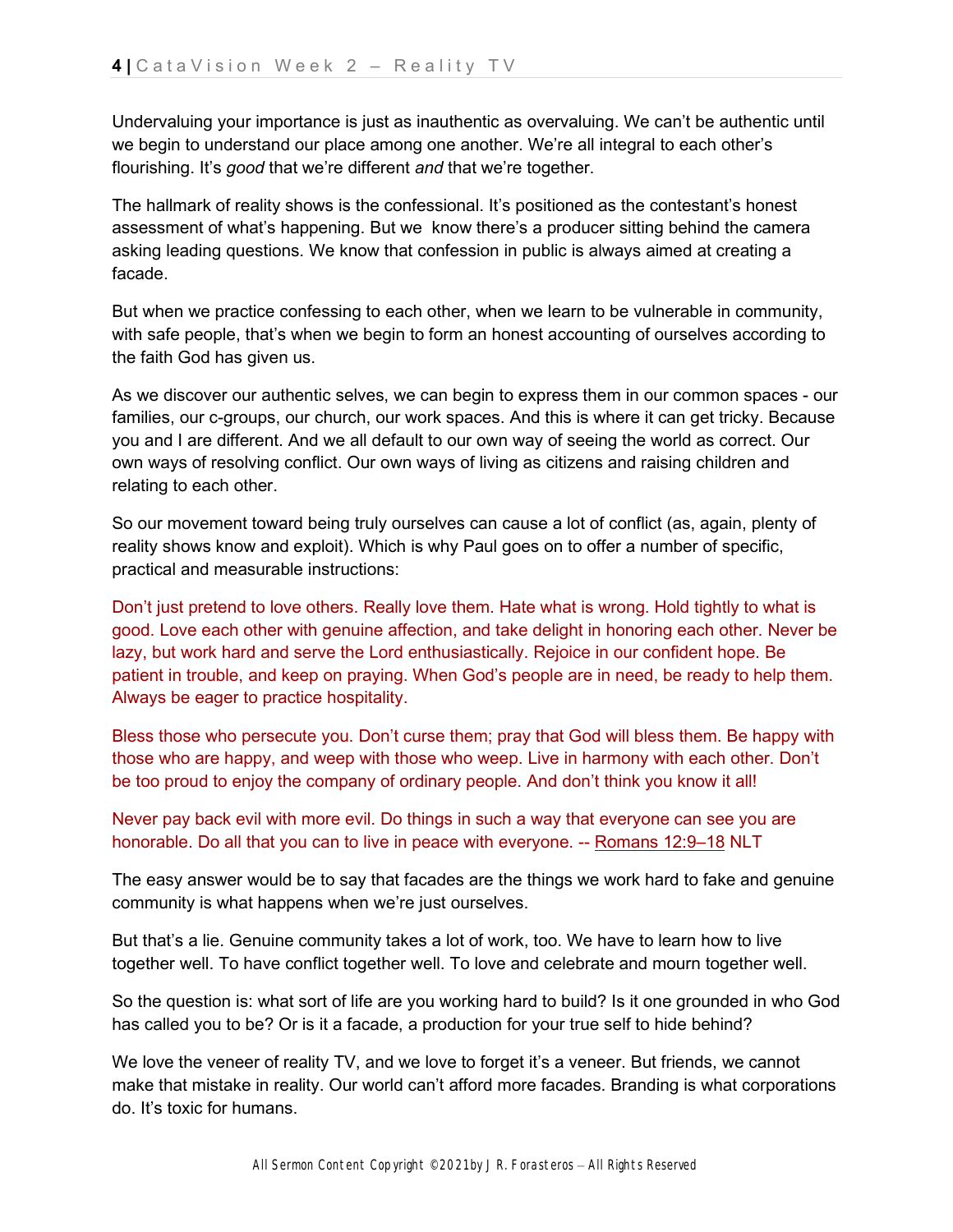Undervaluing your importance is just as inauthentic as overvaluing. We can't be authentic until we begin to understand our place among one another. We're all integral to each other's flourishing. It's *good* that we're different *and* that we're together.

The hallmark of reality shows is the confessional. It's positioned as the contestant's honest assessment of what's happening. But we know there's a producer sitting behind the camera asking leading questions. We know that confession in public is always aimed at creating a facade.

But when we practice confessing to each other, when we learn to be vulnerable in community, with safe people, that's when we begin to form an honest accounting of ourselves according to the faith God has given us.

As we discover our authentic selves, we can begin to express them in our common spaces - our families, our c-groups, our church, our work spaces. And this is where it can get tricky. Because you and I are different. And we all default to our own way of seeing the world as correct. Our own ways of resolving conflict. Our own ways of living as citizens and raising children and relating to each other.

So our movement toward being truly ourselves can cause a lot of conflict (as, again, plenty of reality shows know and exploit). Which is why Paul goes on to offer a number of specific, practical and measurable instructions:

Don't just pretend to love others. Really love them. Hate what is wrong. Hold tightly to what is good. Love each other with genuine affection, and take delight in honoring each other. Never be lazy, but work hard and serve the Lord enthusiastically. Rejoice in our confident hope. Be patient in trouble, and keep on praying. When God's people are in need, be ready to help them. Always be eager to practice hospitality.

Bless those who persecute you. Don't curse them; pray that God will bless them. Be happy with those who are happy, and weep with those who weep. Live in harmony with each other. Don't be too proud to enjoy the company of ordinary people. And don't think you know it all!

Never pay back evil with more evil. Do things in such a way that everyone can see you are honorable. Do all that you can to live in peace with everyone. -- Romans 12:9–18 NLT

The easy answer would be to say that facades are the things we work hard to fake and genuine community is what happens when we're just ourselves.

But that's a lie. Genuine community takes a lot of work, too. We have to learn how to live together well. To have conflict together well. To love and celebrate and mourn together well.

So the question is: what sort of life are you working hard to build? Is it one grounded in who God has called you to be? Or is it a facade, a production for your true self to hide behind?

We love the veneer of reality TV, and we love to forget it's a veneer. But friends, we cannot make that mistake in reality. Our world can't afford more facades. Branding is what corporations do. It's toxic for humans.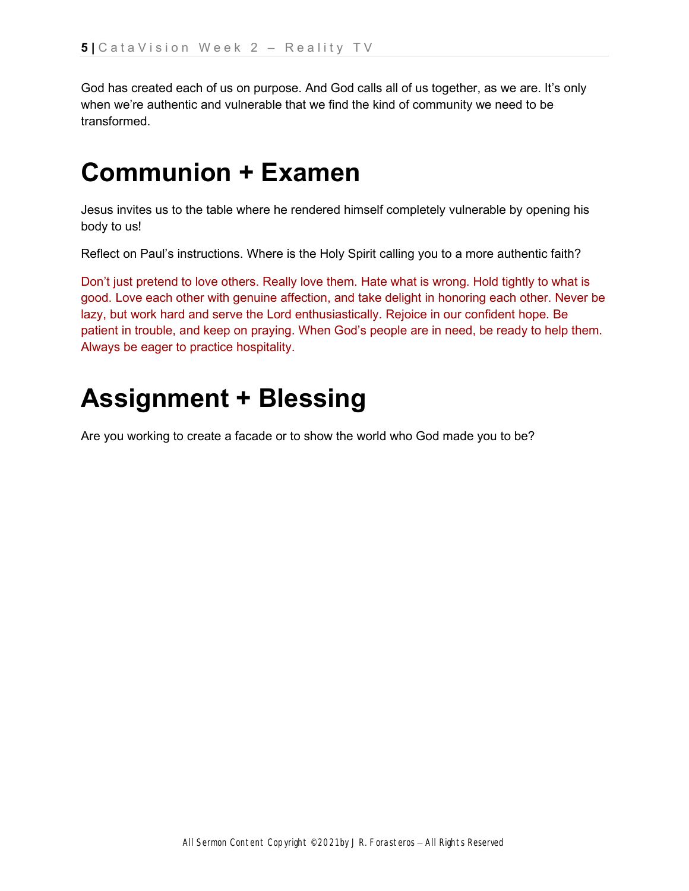God has created each of us on purpose. And God calls all of us together, as we are. It's only when we're authentic and vulnerable that we find the kind of community we need to be transformed.

# Communion + Examen

Jesus invites us to the table where he rendered himself completely vulnerable by opening his body to us!

Reflect on Paul's instructions. Where is the Holy Spirit calling you to a more authentic faith?

Don't just pretend to love others. Really love them. Hate what is wrong. Hold tightly to what is good. Love each other with genuine affection, and take delight in honoring each other. Never be lazy, but work hard and serve the Lord enthusiastically. Rejoice in our confident hope. Be patient in trouble, and keep on praying. When God's people are in need, be ready to help them. Always be eager to practice hospitality.

# Assignment + Blessing

Are you working to create a facade or to show the world who God made you to be?